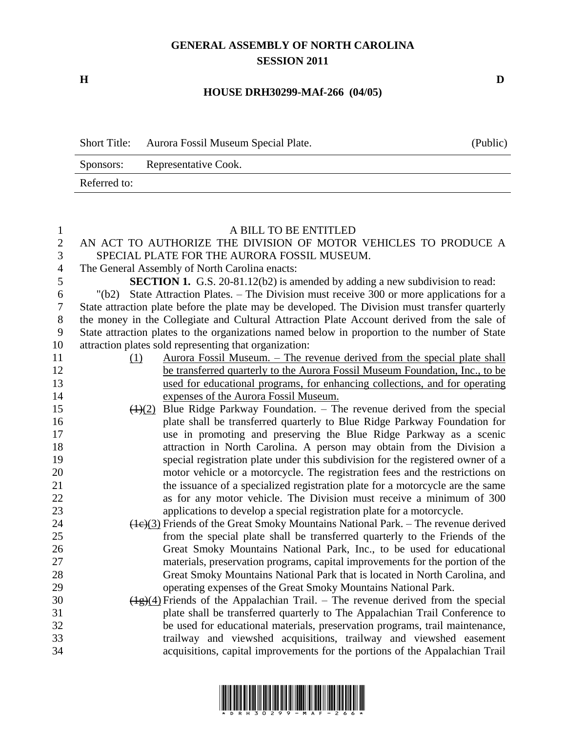# GENERAL ASSEMBLY OF NORTH CAROLINA
## SESSION 2011

**H** **D**

**HOUSE DRH30299-MAf-266 (04/05)**

| Short Title: | Aurora Fossil Museum Special Plate. | (Public) |
|---|---|---|
| Sponsors: | Representative Cook. | |
| Referred to: | | |

A BILL TO BE ENTITLED

AN ACT TO AUTHORIZE THE DIVISION OF MOTOR VEHICLES TO PRODUCE A SPECIAL PLATE FOR THE AURORA FOSSIL MUSEUM.

The General Assembly of North Carolina enacts:

**SECTION 1.** G.S. 20-81.12(b2) is amended by adding a new subdivision to read:

"(b2) State Attraction Plates. – The Division must receive 300 or more applications for a State attraction plate before the plate may be developed. The Division must transfer quarterly the money in the Collegiate and Cultural Attraction Plate Account derived from the sale of State attraction plates to the organizations named below in proportion to the number of State attraction plates sold representing that organization:

(1) Aurora Fossil Museum. – The revenue derived from the special plate shall be transferred quarterly to the Aurora Fossil Museum Foundation, Inc., to be used for educational programs, for enhancing collections, and for operating expenses of the Aurora Fossil Museum.

~~(1)~~(2) Blue Ridge Parkway Foundation. – The revenue derived from the special plate shall be transferred quarterly to Blue Ridge Parkway Foundation for use in promoting and preserving the Blue Ridge Parkway as a scenic attraction in North Carolina. A person may obtain from the Division a special registration plate under this subdivision for the registered owner of a motor vehicle or a motorcycle. The registration fees and the restrictions on the issuance of a specialized registration plate for a motorcycle are the same as for any motor vehicle. The Division must receive a minimum of 300 applications to develop a special registration plate for a motorcycle.

~~(1c)~~(3) Friends of the Great Smoky Mountains National Park. – The revenue derived from the special plate shall be transferred quarterly to the Friends of the Great Smoky Mountains National Park, Inc., to be used for educational materials, preservation programs, capital improvements for the portion of the Great Smoky Mountains National Park that is located in North Carolina, and operating expenses of the Great Smoky Mountains National Park.

~~(1g)~~(4) Friends of the Appalachian Trail. – The revenue derived from the special plate shall be transferred quarterly to The Appalachian Trail Conference to be used for educational materials, preservation programs, trail maintenance, trailway and viewshed acquisitions, trailway and viewshed easement acquisitions, capital improvements for the portions of the Appalachian Trail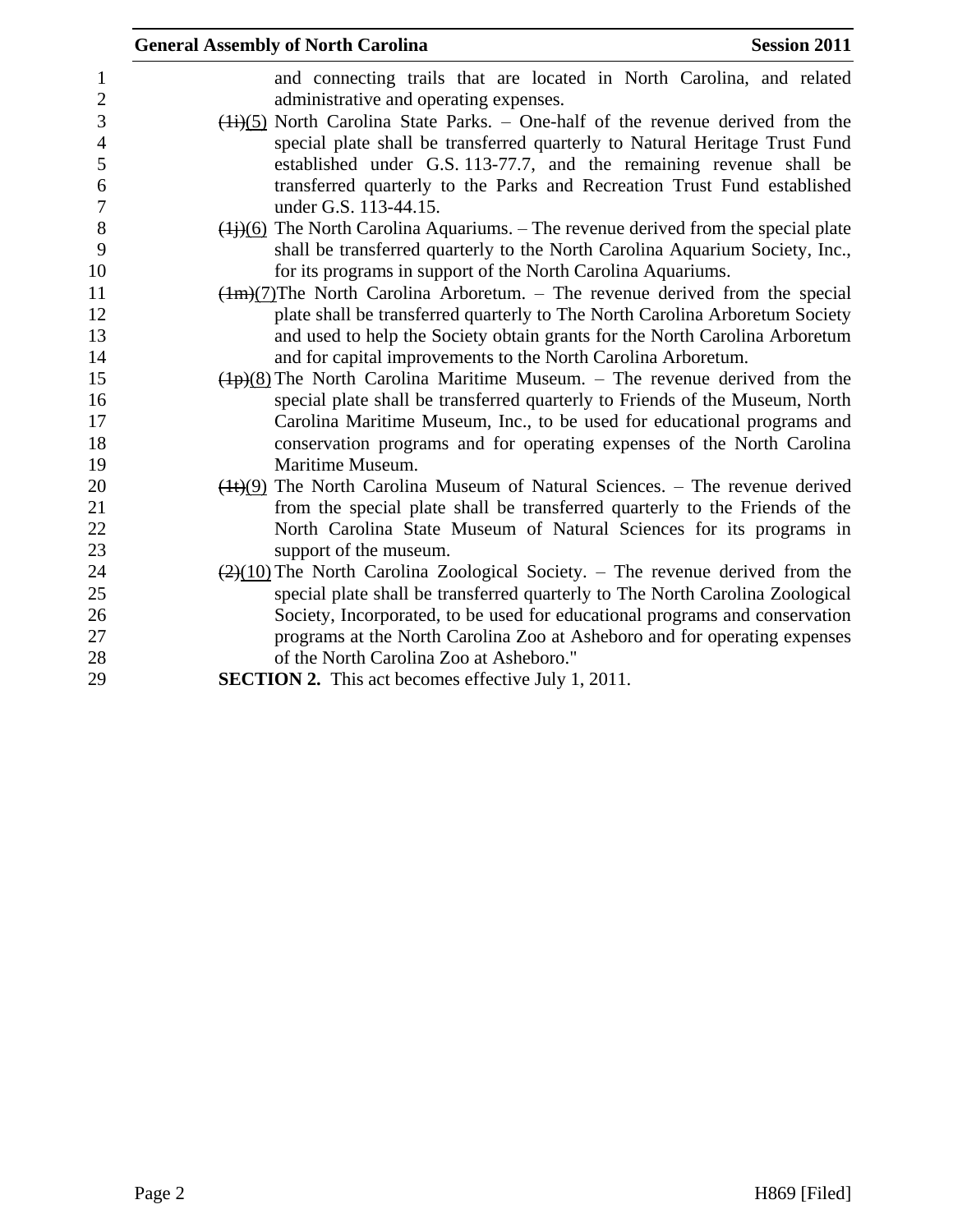and connecting trails that are located in North Carolina, and related administrative and operating expenses.

~~(1i)~~(5) North Carolina State Parks. – One-half of the revenue derived from the special plate shall be transferred quarterly to Natural Heritage Trust Fund established under G.S. 113-77.7, and the remaining revenue shall be transferred quarterly to the Parks and Recreation Trust Fund established under G.S. 113-44.15.

~~(1j)~~(6) The North Carolina Aquariums. – The revenue derived from the special plate shall be transferred quarterly to the North Carolina Aquarium Society, Inc., for its programs in support of the North Carolina Aquariums.

~~(1m)~~(7) The North Carolina Arboretum. – The revenue derived from the special plate shall be transferred quarterly to The North Carolina Arboretum Society and used to help the Society obtain grants for the North Carolina Arboretum and for capital improvements to the North Carolina Arboretum.

~~(1p)~~(8) The North Carolina Maritime Museum. – The revenue derived from the special plate shall be transferred quarterly to Friends of the Museum, North Carolina Maritime Museum, Inc., to be used for educational programs and conservation programs and for operating expenses of the North Carolina Maritime Museum.

~~(1t)~~(9) The North Carolina Museum of Natural Sciences. – The revenue derived from the special plate shall be transferred quarterly to the Friends of the North Carolina State Museum of Natural Sciences for its programs in support of the museum.

~~(2)~~(10) The North Carolina Zoological Society. – The revenue derived from the special plate shall be transferred quarterly to The North Carolina Zoological Society, Incorporated, to be used for educational programs and conservation programs at the North Carolina Zoo at Asheboro and for operating expenses of the North Carolina Zoo at Asheboro."

**SECTION 2.** This act becomes effective July 1, 2011.